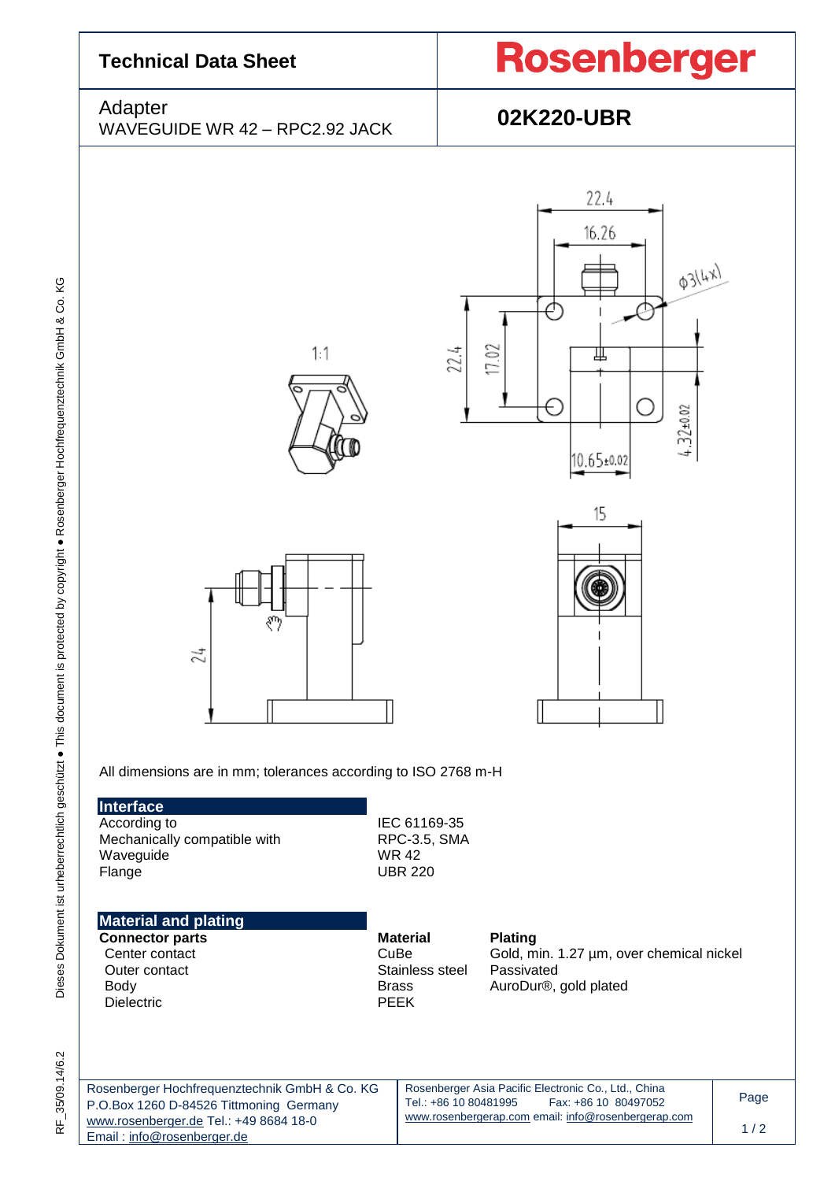# Technical Data Sheet

**Rosenberger**

Adapter
WAVEGUIDE WR 42 – RPC2.92 JACK

**02K220-UBR**

All dimensions are in mm; tolerances according to ISO 2768 m-H

## Interface

| | |
|---|---|
| According to | IEC 61169-35 |
| Mechanically compatible with | RPC-3.5, SMA |
| Waveguide | WR 42 |
| Flange | UBR 220 |

## Material and plating

| **Connector parts** | **Material** | **Plating** |
|---|---|---|
| Center contact | CuBe | Gold, min. 1.27 µm, over chemical nickel |
| Outer contact | Stainless steel | Passivated |
| Body | Brass | AuroDur®, gold plated |
| Dielectric | PEEK | |

Dieses Dokument ist urheberrechtlich geschützt ● This document is protected by copyright ● Rosenberger Hochfrequenztechnik GmbH & Co. KG

RF_35/09.14/6.2

Rosenberger Hochfrequenztechnik GmbH & Co. KG
P.O.Box 1260 D-84526 Tittmoning Germany
www.rosenberger.de Tel.: +49 8684 18-0
Email : info@rosenberger.de

Rosenberger Asia Pacific Electronic Co., Ltd., China
Tel.: +86 10 80481995 Fax: +86 10 80497052
www.rosenbergerap.com email: info@rosenbergerap.com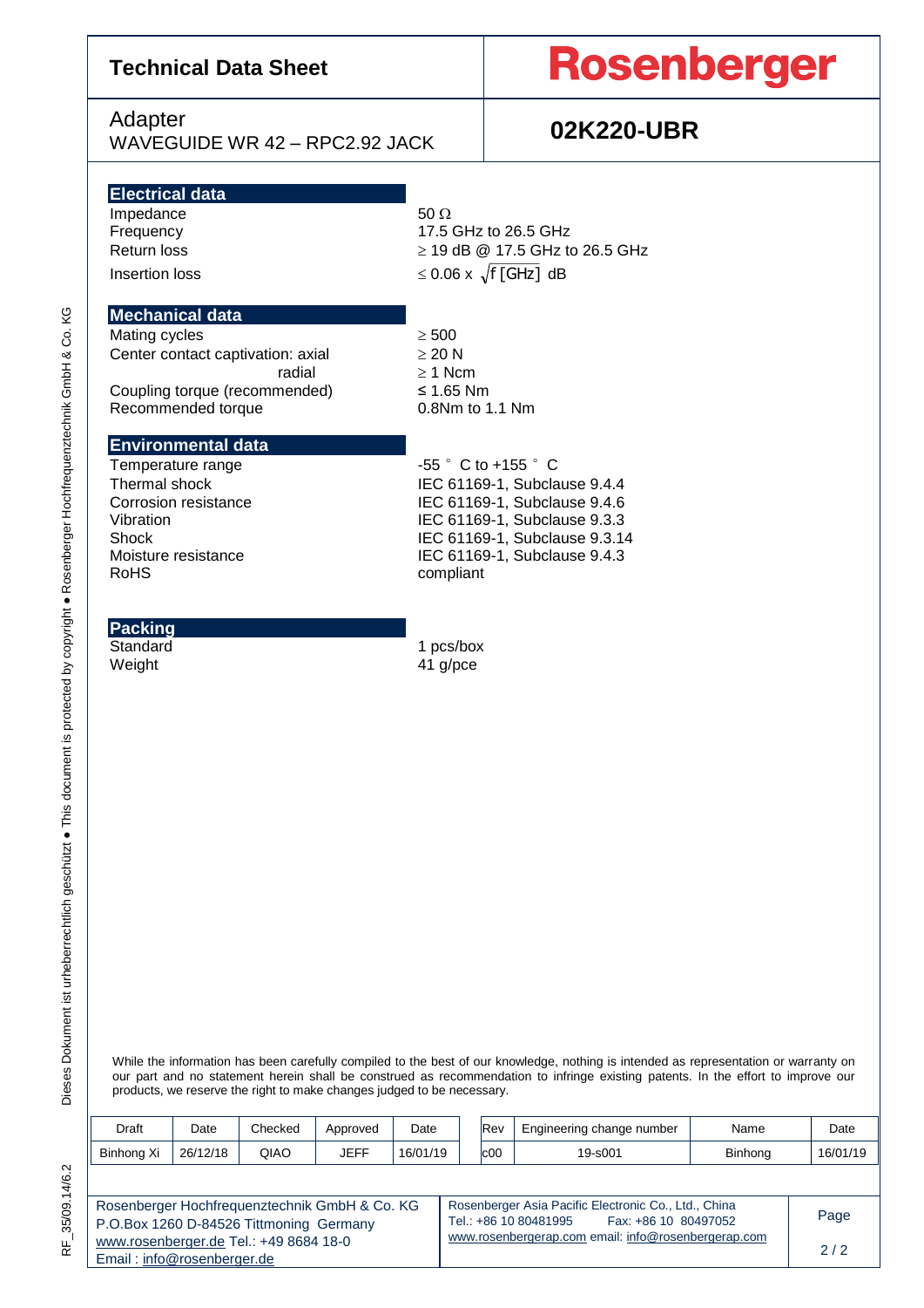# Technical Data Sheet

**Rosenberger**

Adapter
WAVEGUIDE WR 42 – RPC2.92 JACK

**02K220-UBR**

## Electrical data

| | |
|---|---|
| Impedance | 50 Ω |
| Frequency | 17.5 GHz to 26.5 GHz |
| Return loss | ≥ 19 dB @ 17.5 GHz to 26.5 GHz |
| Insertion loss | $\leq 0.06 \times \sqrt{f\,[\text{GHz}]}$ dB |

## Mechanical data

| | |
|---|---|
| Mating cycles | ≥ 500 |
| Center contact captivation: axial | ≥ 20 N |
| radial | ≥ 1 Ncm |
| Coupling torque (recommended) | ≤ 1.65 Nm |
| Recommended torque | 0.8Nm to 1.1 Nm |

## Environmental data

| | |
|---|---|
| Temperature range | -55 ° C to +155 ° C |
| Thermal shock | IEC 61169-1, Subclause 9.4.4 |
| Corrosion resistance | IEC 61169-1, Subclause 9.4.6 |
| Vibration | IEC 61169-1, Subclause 9.3.3 |
| Shock | IEC 61169-1, Subclause 9.3.14 |
| Moisture resistance | IEC 61169-1, Subclause 9.4.3 |
| RoHS | compliant |

## Packing

| | |
|---|---|
| Standard | 1 pcs/box |
| Weight | 41 g/pce |

While the information has been carefully compiled to the best of our knowledge, nothing is intended as representation or warranty on our part and no statement herein shall be construed as recommendation to infringe existing patents. In the effort to improve our products, we reserve the right to make changes judged to be necessary.

| Draft | Date | Checked | Approved | Date | Rev | Engineering change number | Name | Date |
|---|---|---|---|---|---|---|---|---|
| Binhong Xi | 26/12/18 | QIAO | JEFF | 16/01/19 | c00 | 19-s001 | Binhong | 16/01/19 |

Rosenberger Hochfrequenztechnik GmbH & Co. KG
P.O.Box 1260 D-84526 Tittmoning Germany
www.rosenberger.de Tel.: +49 8684 18-0
Email : info@rosenberger.de

Rosenberger Asia Pacific Electronic Co., Ltd., China
Tel.: +86 10 80481995 Fax: +86 10 80497052
www.rosenbergerap.com email: info@rosenbergerap.com

RF_35/09.14/6.2

Dieses Dokument ist urheberrechtlich geschützt ● This document is protected by copyright ● Rosenberger Hochfrequenztechnik GmbH & Co. KG